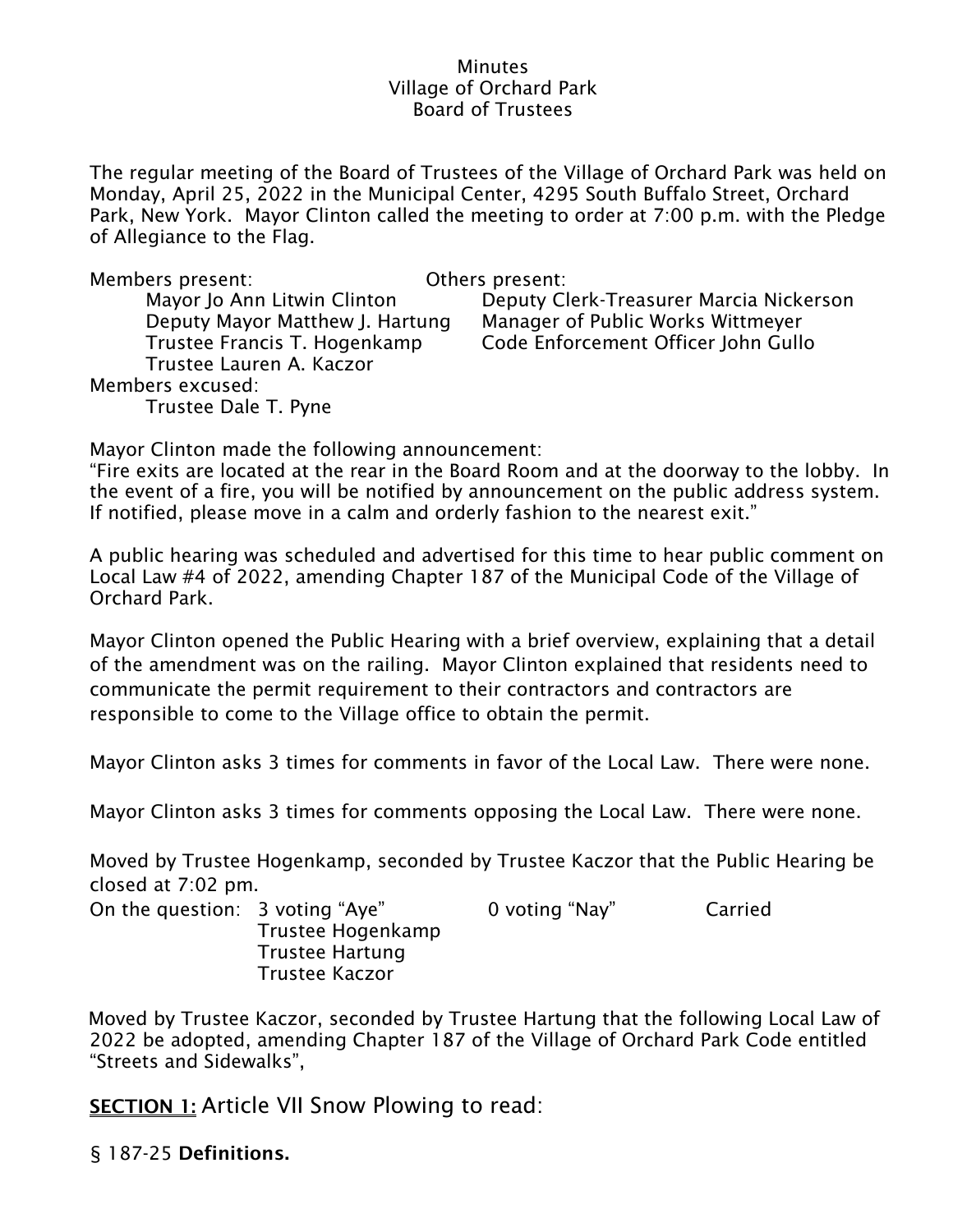Minutes
Village of Orchard Park
Board of Trustees

The regular meeting of the Board of Trustees of the Village of Orchard Park was held on Monday, April 25, 2022 in the Municipal Center, 4295 South Buffalo Street, Orchard Park, New York. Mayor Clinton called the meeting to order at 7:00 p.m. with the Pledge of Allegiance to the Flag.

| Members present: | Others present: |
|---|---|
| Mayor Jo Ann Litwin Clinton | Deputy Clerk-Treasurer Marcia Nickerson |
| Deputy Mayor Matthew J. Hartung | Manager of Public Works Wittmeyer |
| Trustee Francis T. Hogenkamp | Code Enforcement Officer John Gullo |
| Trustee Lauren A. Kaczor | |

Members excused:
Trustee Dale T. Pyne

Mayor Clinton made the following announcement:
"Fire exits are located at the rear in the Board Room and at the doorway to the lobby. In the event of a fire, you will be notified by announcement on the public address system. If notified, please move in a calm and orderly fashion to the nearest exit."

A public hearing was scheduled and advertised for this time to hear public comment on Local Law #4 of 2022, amending Chapter 187 of the Municipal Code of the Village of Orchard Park.

Mayor Clinton opened the Public Hearing with a brief overview, explaining that a detail of the amendment was on the railing. Mayor Clinton explained that residents need to communicate the permit requirement to their contractors and contractors are responsible to come to the Village office to obtain the permit.

Mayor Clinton asks 3 times for comments in favor of the Local Law. There were none.

Mayor Clinton asks 3 times for comments opposing the Local Law. There were none.

Moved by Trustee Hogenkamp, seconded by Trustee Kaczor that the Public Hearing be closed at 7:02 pm.

On the question: 3 voting "Aye" 0 voting "Nay" Carried
Trustee Hogenkamp
Trustee Hartung
Trustee Kaczor

Moved by Trustee Kaczor, seconded by Trustee Hartung that the following Local Law of 2022 be adopted, amending Chapter 187 of the Village of Orchard Park Code entitled "Streets and Sidewalks",

**SECTION 1:** Article VII Snow Plowing to read:

§ 187-25 **Definitions.**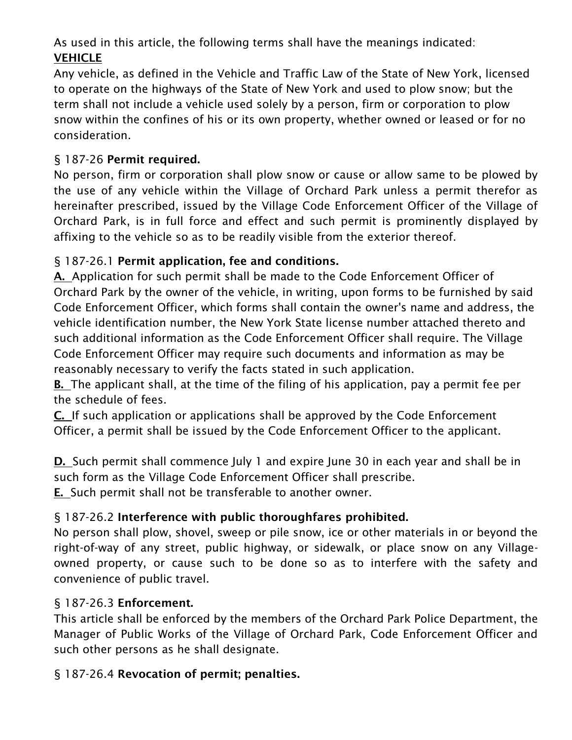As used in this article, the following terms shall have the meanings indicated:

**VEHICLE**

Any vehicle, as defined in the Vehicle and Traffic Law of the State of New York, licensed to operate on the highways of the State of New York and used to plow snow; but the term shall not include a vehicle used solely by a person, firm or corporation to plow snow within the confines of his or its own property, whether owned or leased or for no consideration.

### § 187-26 **Permit required.**

No person, firm or corporation shall plow snow or cause or allow same to be plowed by the use of any vehicle within the Village of Orchard Park unless a permit therefor as hereinafter prescribed, issued by the Village Code Enforcement Officer of the Village of Orchard Park, is in full force and effect and such permit is prominently displayed by affixing to the vehicle so as to be readily visible from the exterior thereof.

### § 187-26.1 **Permit application, fee and conditions.**

**A.** Application for such permit shall be made to the Code Enforcement Officer of Orchard Park by the owner of the vehicle, in writing, upon forms to be furnished by said Code Enforcement Officer, which forms shall contain the owner's name and address, the vehicle identification number, the New York State license number attached thereto and such additional information as the Code Enforcement Officer shall require. The Village Code Enforcement Officer may require such documents and information as may be reasonably necessary to verify the facts stated in such application.

**B.** The applicant shall, at the time of the filing of his application, pay a permit fee per the schedule of fees.

**C.** If such application or applications shall be approved by the Code Enforcement Officer, a permit shall be issued by the Code Enforcement Officer to the applicant.

**D.** Such permit shall commence July 1 and expire June 30 in each year and shall be in such form as the Village Code Enforcement Officer shall prescribe.

**E.** Such permit shall not be transferable to another owner.

### § 187-26.2 **Interference with public thoroughfares prohibited.**

No person shall plow, shovel, sweep or pile snow, ice or other materials in or beyond the right-of-way of any street, public highway, or sidewalk, or place snow on any Village-owned property, or cause such to be done so as to interfere with the safety and convenience of public travel.

### § 187-26.3 **Enforcement.**

This article shall be enforced by the members of the Orchard Park Police Department, the Manager of Public Works of the Village of Orchard Park, Code Enforcement Officer and such other persons as he shall designate.

### § 187-26.4 **Revocation of permit; penalties.**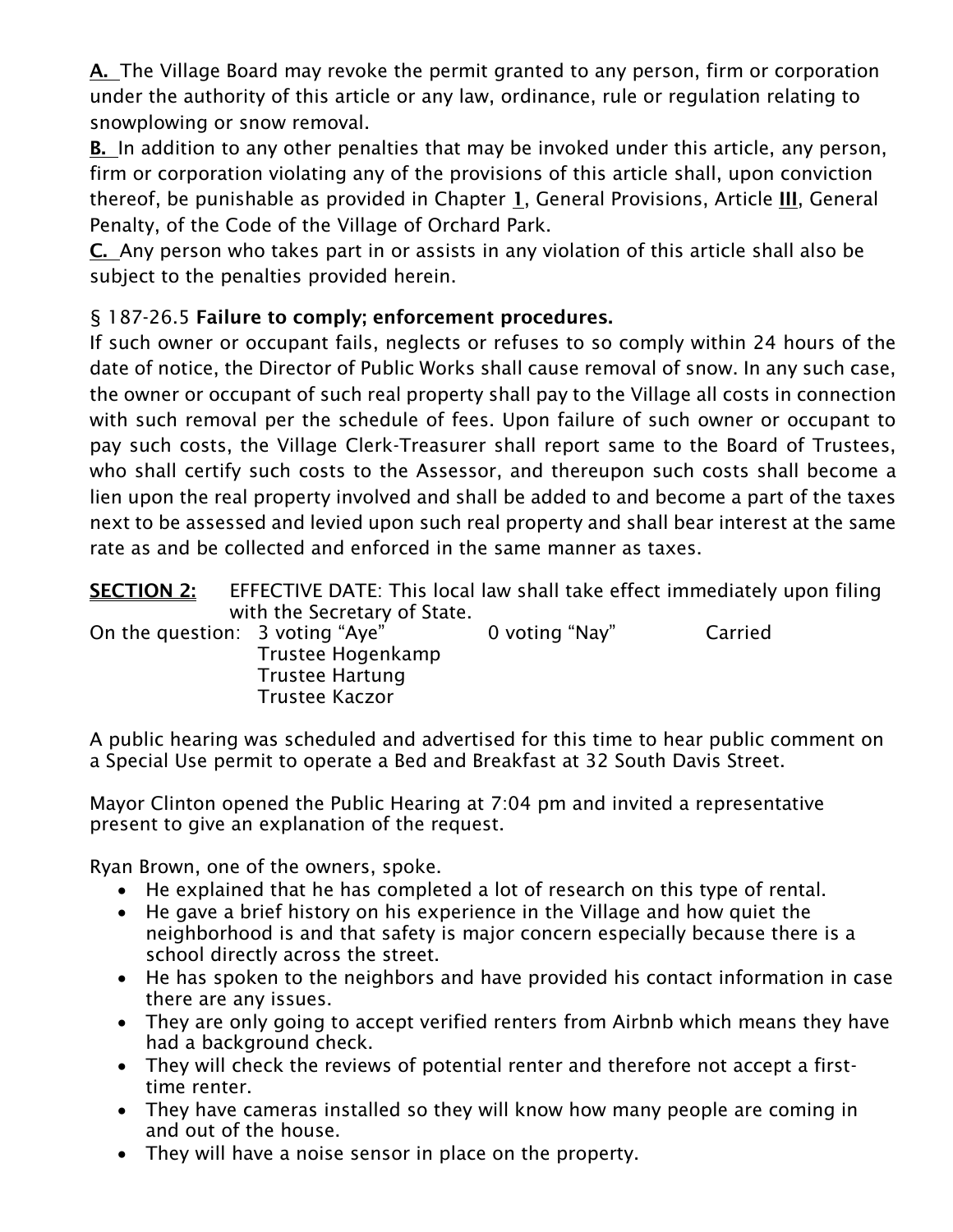**A.** The Village Board may revoke the permit granted to any person, firm or corporation under the authority of this article or any law, ordinance, rule or regulation relating to snowplowing or snow removal.

**B.** In addition to any other penalties that may be invoked under this article, any person, firm or corporation violating any of the provisions of this article shall, upon conviction thereof, be punishable as provided in Chapter **1**, General Provisions, Article **III**, General Penalty, of the Code of the Village of Orchard Park.

**C.** Any person who takes part in or assists in any violation of this article shall also be subject to the penalties provided herein.

§ 187-26.5 **Failure to comply; enforcement procedures.**

If such owner or occupant fails, neglects or refuses to so comply within 24 hours of the date of notice, the Director of Public Works shall cause removal of snow. In any such case, the owner or occupant of such real property shall pay to the Village all costs in connection with such removal per the schedule of fees. Upon failure of such owner or occupant to pay such costs, the Village Clerk-Treasurer shall report same to the Board of Trustees, who shall certify such costs to the Assessor, and thereupon such costs shall become a lien upon the real property involved and shall be added to and become a part of the taxes next to be assessed and levied upon such real property and shall bear interest at the same rate as and be collected and enforced in the same manner as taxes.

**SECTION 2:** EFFECTIVE DATE: This local law shall take effect immediately upon filing with the Secretary of State.

On the question: 3 voting "Aye" 0 voting "Nay" Carried
Trustee Hogenkamp
Trustee Hartung
Trustee Kaczor

A public hearing was scheduled and advertised for this time to hear public comment on a Special Use permit to operate a Bed and Breakfast at 32 South Davis Street.

Mayor Clinton opened the Public Hearing at 7:04 pm and invited a representative present to give an explanation of the request.

Ryan Brown, one of the owners, spoke.

- He explained that he has completed a lot of research on this type of rental.
- He gave a brief history on his experience in the Village and how quiet the neighborhood is and that safety is major concern especially because there is a school directly across the street.
- He has spoken to the neighbors and have provided his contact information in case there are any issues.
- They are only going to accept verified renters from Airbnb which means they have had a background check.
- They will check the reviews of potential renter and therefore not accept a first-time renter.
- They have cameras installed so they will know how many people are coming in and out of the house.
- They will have a noise sensor in place on the property.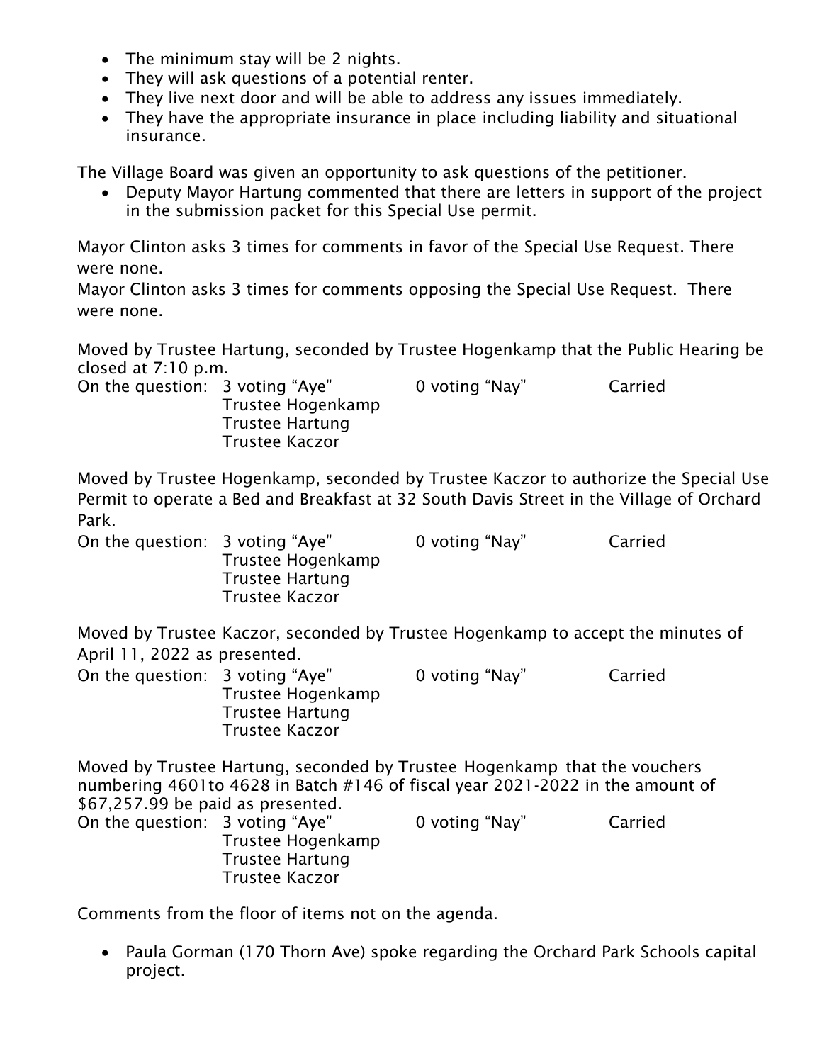- The minimum stay will be 2 nights.
- They will ask questions of a potential renter.
- They live next door and will be able to address any issues immediately.
- They have the appropriate insurance in place including liability and situational insurance.

The Village Board was given an opportunity to ask questions of the petitioner.

- Deputy Mayor Hartung commented that there are letters in support of the project in the submission packet for this Special Use permit.

Mayor Clinton asks 3 times for comments in favor of the Special Use Request. There were none.
Mayor Clinton asks 3 times for comments opposing the Special Use Request. There were none.

Moved by Trustee Hartung, seconded by Trustee Hogenkamp that the Public Hearing be closed at 7:10 p.m.

On the question: 3 voting "Aye" 0 voting "Nay" Carried
Trustee Hogenkamp
Trustee Hartung
Trustee Kaczor

Moved by Trustee Hogenkamp, seconded by Trustee Kaczor to authorize the Special Use Permit to operate a Bed and Breakfast at 32 South Davis Street in the Village of Orchard Park.

On the question: 3 voting "Aye" 0 voting "Nay" Carried
Trustee Hogenkamp
Trustee Hartung
Trustee Kaczor

Moved by Trustee Kaczor, seconded by Trustee Hogenkamp to accept the minutes of April 11, 2022 as presented.

On the question: 3 voting "Aye" 0 voting "Nay" Carried
Trustee Hogenkamp
Trustee Hartung
Trustee Kaczor

Moved by Trustee Hartung, seconded by Trustee Hogenkamp that the vouchers numbering 4601to 4628 in Batch #146 of fiscal year 2021-2022 in the amount of $67,257.99 be paid as presented.

On the question: 3 voting "Aye" 0 voting "Nay" Carried
Trustee Hogenkamp
Trustee Hartung
Trustee Kaczor

Comments from the floor of items not on the agenda.

- Paula Gorman (170 Thorn Ave) spoke regarding the Orchard Park Schools capital project.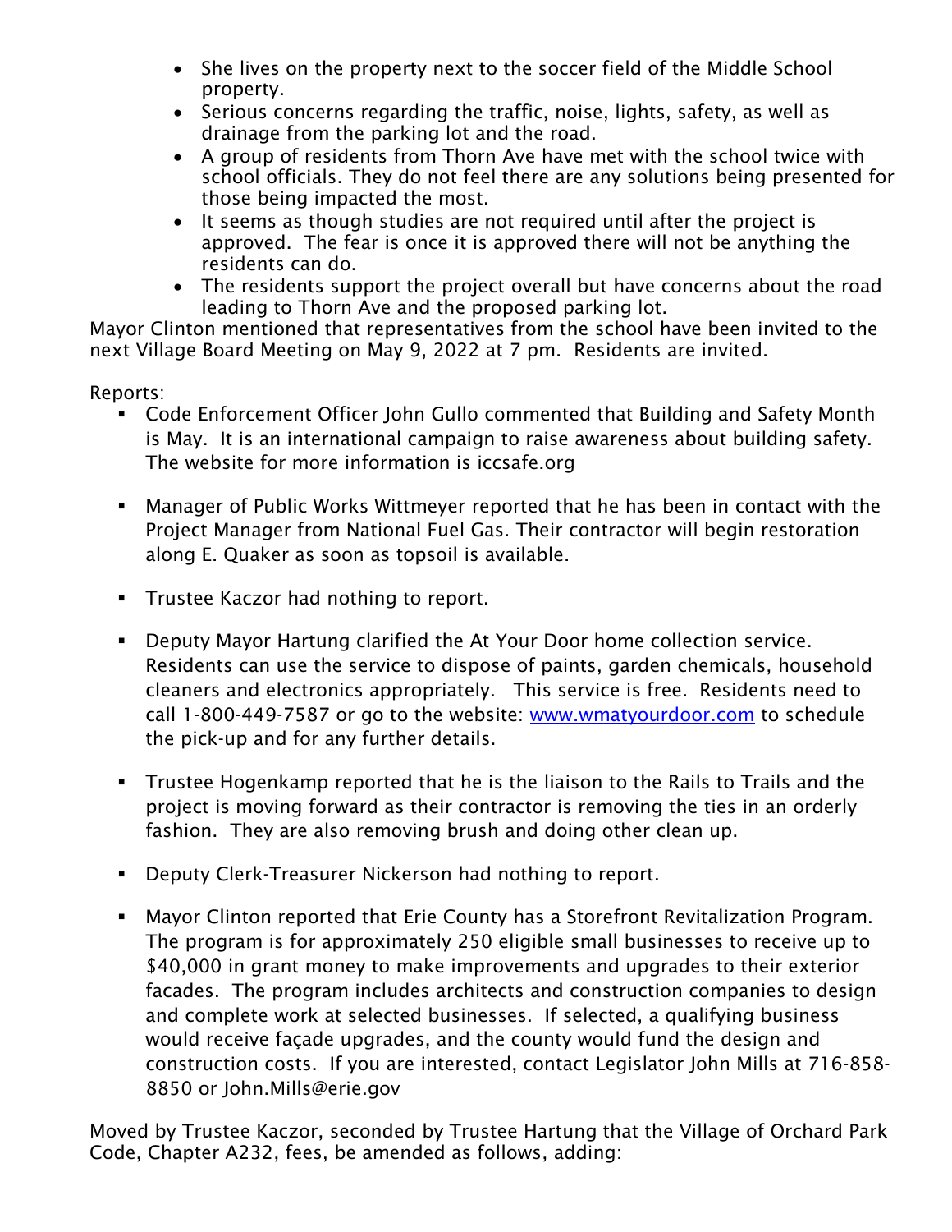- She lives on the property next to the soccer field of the Middle School property.
- Serious concerns regarding the traffic, noise, lights, safety, as well as drainage from the parking lot and the road.
- A group of residents from Thorn Ave have met with the school twice with school officials. They do not feel there are any solutions being presented for those being impacted the most.
- It seems as though studies are not required until after the project is approved. The fear is once it is approved there will not be anything the residents can do.
- The residents support the project overall but have concerns about the road leading to Thorn Ave and the proposed parking lot.

Mayor Clinton mentioned that representatives from the school have been invited to the next Village Board Meeting on May 9, 2022 at 7 pm. Residents are invited.

Reports:

- Code Enforcement Officer John Gullo commented that Building and Safety Month is May. It is an international campaign to raise awareness about building safety. The website for more information is iccsafe.org

- Manager of Public Works Wittmeyer reported that he has been in contact with the Project Manager from National Fuel Gas. Their contractor will begin restoration along E. Quaker as soon as topsoil is available.

- Trustee Kaczor had nothing to report.

- Deputy Mayor Hartung clarified the At Your Door home collection service. Residents can use the service to dispose of paints, garden chemicals, household cleaners and electronics appropriately. This service is free. Residents need to call 1-800-449-7587 or go to the website: [www.wmatyourdoor.com](www.wmatyourdoor.com) to schedule the pick-up and for any further details.

- Trustee Hogenkamp reported that he is the liaison to the Rails to Trails and the project is moving forward as their contractor is removing the ties in an orderly fashion. They are also removing brush and doing other clean up.

- Deputy Clerk-Treasurer Nickerson had nothing to report.

- Mayor Clinton reported that Erie County has a Storefront Revitalization Program. The program is for approximately 250 eligible small businesses to receive up to $40,000 in grant money to make improvements and upgrades to their exterior facades. The program includes architects and construction companies to design and complete work at selected businesses. If selected, a qualifying business would receive façade upgrades, and the county would fund the design and construction costs. If you are interested, contact Legislator John Mills at 716-858-8850 or John.Mills@erie.gov

Moved by Trustee Kaczor, seconded by Trustee Hartung that the Village of Orchard Park Code, Chapter A232, fees, be amended as follows, adding: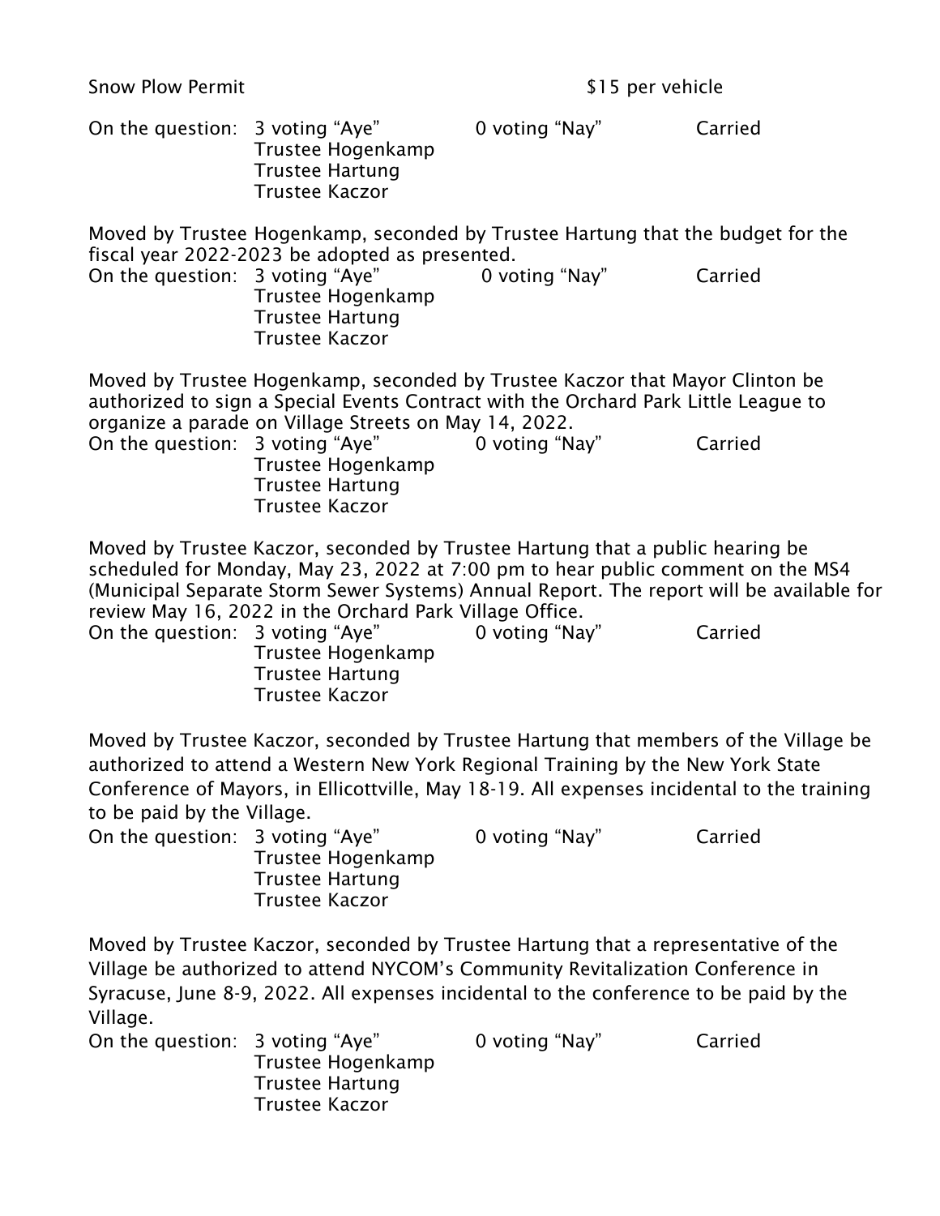Snow Plow Permit $15 per vehicle

On the question: 3 voting "Aye" 0 voting "Nay" Carried
Trustee Hogenkamp
Trustee Hartung
Trustee Kaczor

Moved by Trustee Hogenkamp, seconded by Trustee Hartung that the budget for the fiscal year 2022-2023 be adopted as presented.

On the question: 3 voting "Aye" 0 voting "Nay" Carried
Trustee Hogenkamp
Trustee Hartung
Trustee Kaczor

Moved by Trustee Hogenkamp, seconded by Trustee Kaczor that Mayor Clinton be authorized to sign a Special Events Contract with the Orchard Park Little League to organize a parade on Village Streets on May 14, 2022.

On the question: 3 voting "Aye" 0 voting "Nay" Carried
Trustee Hogenkamp
Trustee Hartung
Trustee Kaczor

Moved by Trustee Kaczor, seconded by Trustee Hartung that a public hearing be scheduled for Monday, May 23, 2022 at 7:00 pm to hear public comment on the MS4 (Municipal Separate Storm Sewer Systems) Annual Report. The report will be available for review May 16, 2022 in the Orchard Park Village Office.

On the question: 3 voting "Aye" 0 voting "Nay" Carried
Trustee Hogenkamp
Trustee Hartung
Trustee Kaczor

Moved by Trustee Kaczor, seconded by Trustee Hartung that members of the Village be authorized to attend a Western New York Regional Training by the New York State Conference of Mayors, in Ellicottville, May 18-19. All expenses incidental to the training to be paid by the Village.

On the question: 3 voting "Aye" 0 voting "Nay" Carried
Trustee Hogenkamp
Trustee Hartung
Trustee Kaczor

Moved by Trustee Kaczor, seconded by Trustee Hartung that a representative of the Village be authorized to attend NYCOM's Community Revitalization Conference in Syracuse, June 8-9, 2022. All expenses incidental to the conference to be paid by the Village.

On the question: 3 voting "Aye" 0 voting "Nay" Carried
Trustee Hogenkamp
Trustee Hartung
Trustee Kaczor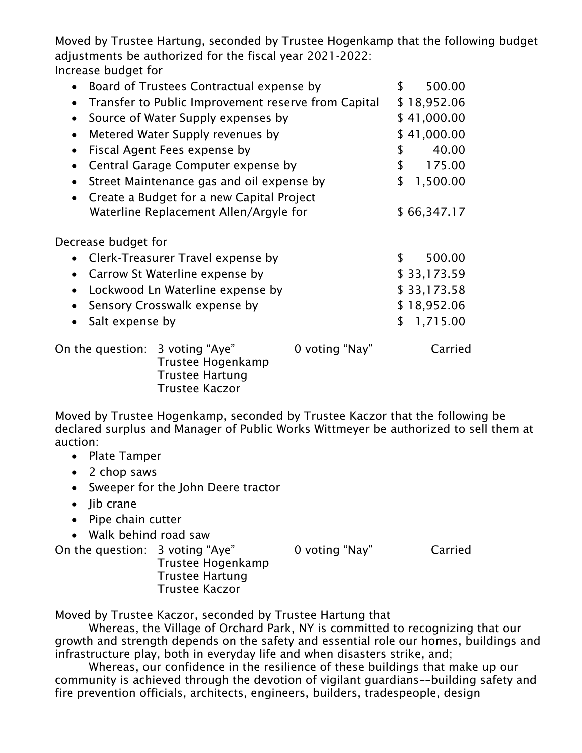Moved by Trustee Hartung, seconded by Trustee Hogenkamp that the following budget adjustments be authorized for the fiscal year 2021-2022:
Increase budget for

- Board of Trustees Contractual expense by $ 500.00
- Transfer to Public Improvement reserve from Capital $ 18,952.06
- Source of Water Supply expenses by $ 41,000.00
- Metered Water Supply revenues by $ 41,000.00
- Fiscal Agent Fees expense by $ 40.00
- Central Garage Computer expense by $ 175.00
- Street Maintenance gas and oil expense by $ 1,500.00
- Create a Budget for a new Capital Project Waterline Replacement Allen/Argyle for $ 66,347.17

Decrease budget for

- Clerk-Treasurer Travel expense by $ 500.00
- Carrow St Waterline expense by $ 33,173.59
- Lockwood Ln Waterline expense by $ 33,173.58
- Sensory Crosswalk expense by $ 18,952.06
- Salt expense by $ 1,715.00

On the question: 3 voting "Aye" 0 voting "Nay" Carried
Trustee Hogenkamp
Trustee Hartung
Trustee Kaczor

Moved by Trustee Hogenkamp, seconded by Trustee Kaczor that the following be declared surplus and Manager of Public Works Wittmeyer be authorized to sell them at auction:

- Plate Tamper
- 2 chop saws
- Sweeper for the John Deere tractor
- Jib crane
- Pipe chain cutter
- Walk behind road saw

On the question: 3 voting "Aye" 0 voting "Nay" Carried
Trustee Hogenkamp
Trustee Hartung
Trustee Kaczor

Moved by Trustee Kaczor, seconded by Trustee Hartung that

Whereas, the Village of Orchard Park, NY is committed to recognizing that our growth and strength depends on the safety and essential role our homes, buildings and infrastructure play, both in everyday life and when disasters strike, and;

Whereas, our confidence in the resilience of these buildings that make up our community is achieved through the devotion of vigilant guardians--building safety and fire prevention officials, architects, engineers, builders, tradespeople, design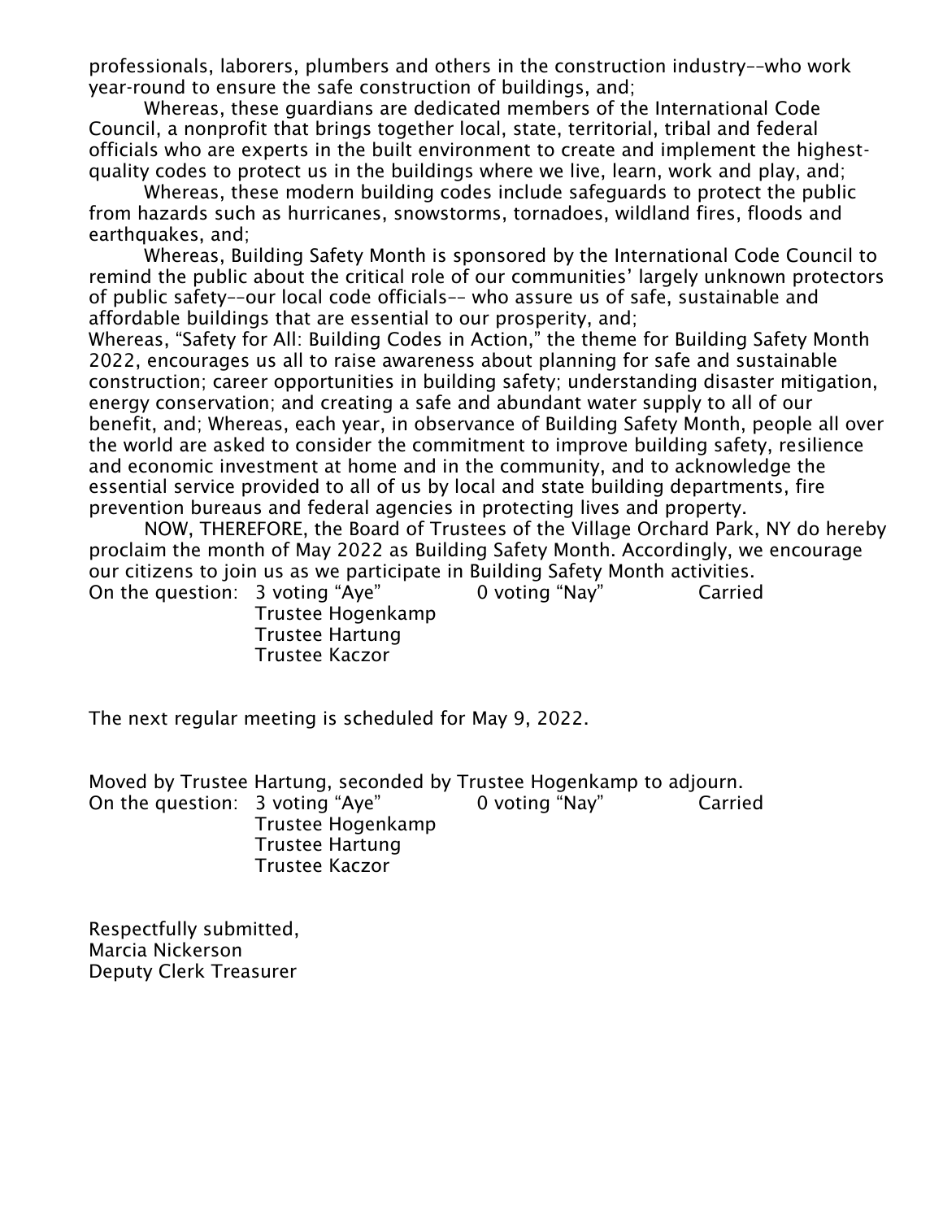professionals, laborers, plumbers and others in the construction industry--who work year-round to ensure the safe construction of buildings, and;

Whereas, these guardians are dedicated members of the International Code Council, a nonprofit that brings together local, state, territorial, tribal and federal officials who are experts in the built environment to create and implement the highest-quality codes to protect us in the buildings where we live, learn, work and play, and;

Whereas, these modern building codes include safeguards to protect the public from hazards such as hurricanes, snowstorms, tornadoes, wildland fires, floods and earthquakes, and;

Whereas, Building Safety Month is sponsored by the International Code Council to remind the public about the critical role of our communities' largely unknown protectors of public safety--our local code officials-- who assure us of safe, sustainable and affordable buildings that are essential to our prosperity, and;

Whereas, "Safety for All: Building Codes in Action," the theme for Building Safety Month 2022, encourages us all to raise awareness about planning for safe and sustainable construction; career opportunities in building safety; understanding disaster mitigation, energy conservation; and creating a safe and abundant water supply to all of our benefit, and; Whereas, each year, in observance of Building Safety Month, people all over the world are asked to consider the commitment to improve building safety, resilience and economic investment at home and in the community, and to acknowledge the essential service provided to all of us by local and state building departments, fire prevention bureaus and federal agencies in protecting lives and property.

NOW, THEREFORE, the Board of Trustees of the Village Orchard Park, NY do hereby proclaim the month of May 2022 as Building Safety Month. Accordingly, we encourage our citizens to join us as we participate in Building Safety Month activities.

On the question: 3 voting "Aye" 0 voting "Nay" Carried
Trustee Hogenkamp
Trustee Hartung
Trustee Kaczor

The next regular meeting is scheduled for May 9, 2022.

Moved by Trustee Hartung, seconded by Trustee Hogenkamp to adjourn.

On the question: 3 voting "Aye" 0 voting "Nay" Carried
Trustee Hogenkamp
Trustee Hartung
Trustee Kaczor

Respectfully submitted,
Marcia Nickerson
Deputy Clerk Treasurer